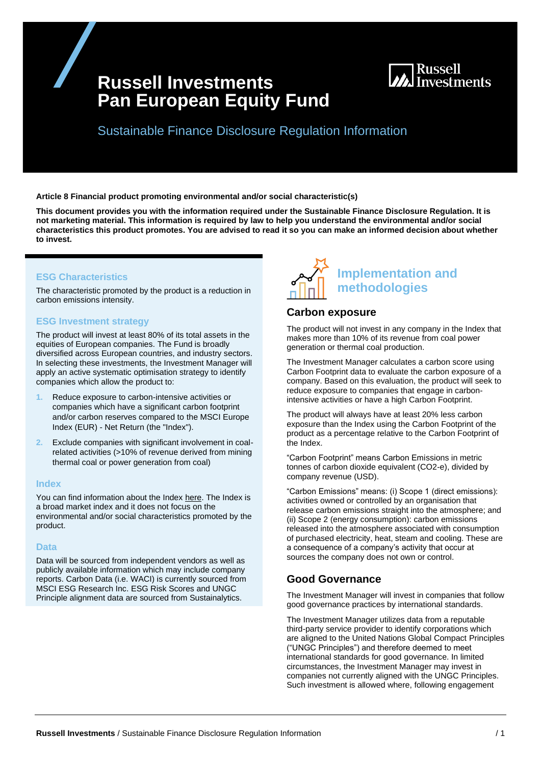# Russell Investments Pan European Equity Fund

## Sustainable Finance Disclosure Regulation Information

**Article 8 Financial product promoting environmental and/or social characteristic(s)**

**This document provides you with the information required under the Sustainable Finance Disclosure Regulation. It is not marketing material. This information is required by law to help you understand the environmental and/or social characteristics this product promotes. You are advised to read it so you can make an informed decision about whether to invest.**

### ESG Characteristics

The characteristic promoted by the product is a reduction in carbon emissions intensity.

### ESG Investment strategy

The product will invest at least 80% of its total assets in the equities of European companies. The Fund is broadly diversified across European countries, and industry sectors. In selecting these investments, the Investment Manager will apply an active systematic optimisation strategy to identify companies which allow the product to:

1. Reduce exposure to carbon-intensive activities or companies which have a significant carbon footprint and/or carbon reserves compared to the MSCI Europe Index (EUR) - Net Return (the "Index").
2. Exclude companies with significant involvement in coal-related activities (>10% of revenue derived from mining thermal coal or power generation from coal)

### Index

You can find information about the Index here. The Index is a broad market index and it does not focus on the environmental and/or social characteristics promoted by the product.

### Data

Data will be sourced from independent vendors as well as publicly available information which may include company reports. Carbon Data (i.e. WACI) is currently sourced from MSCI ESG Research Inc. ESG Risk Scores and UNGC Principle alignment data are sourced from Sustainalytics.

## Implementation and methodologies

### Carbon exposure

The product will not invest in any company in the Index that makes more than 10% of its revenue from coal power generation or thermal coal production.

The Investment Manager calculates a carbon score using Carbon Footprint data to evaluate the carbon exposure of a company. Based on this evaluation, the product will seek to reduce exposure to companies that engage in carbon-intensive activities or have a high Carbon Footprint.

The product will always have at least 20% less carbon exposure than the Index using the Carbon Footprint of the product as a percentage relative to the Carbon Footprint of the Index.

"Carbon Footprint" means Carbon Emissions in metric tonnes of carbon dioxide equivalent ($CO_2$-e), divided by company revenue (USD).

"Carbon Emissions" means: (i) Scope 1 (direct emissions): activities owned or controlled by an organisation that release carbon emissions straight into the atmosphere; and (ii) Scope 2 (energy consumption): carbon emissions released into the atmosphere associated with consumption of purchased electricity, heat, steam and cooling. These are a consequence of a company's activity that occur at sources the company does not own or control.

### Good Governance

The Investment Manager will invest in companies that follow good governance practices by international standards.

The Investment Manager utilizes data from a reputable third-party service provider to identify corporations which are aligned to the United Nations Global Compact Principles ("UNGC Principles") and therefore deemed to meet international standards for good governance. In limited circumstances, the Investment Manager may invest in companies not currently aligned with the UNGC Principles. Such investment is allowed where, following engagement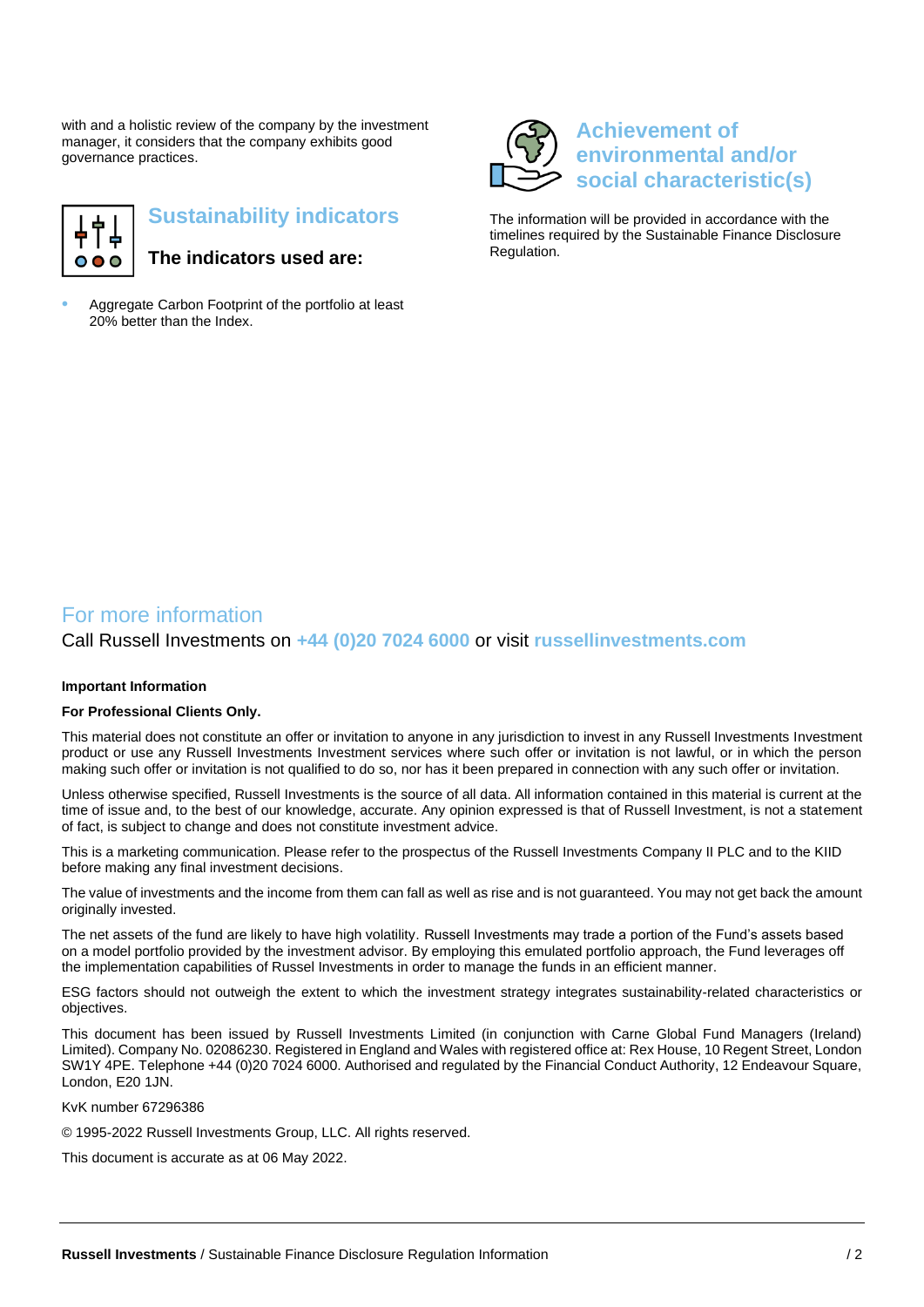with and a holistic review of the company by the investment manager, it considers that the company exhibits good governance practices.

## Sustainability indicators

**The indicators used are:**

- Aggregate Carbon Footprint of the portfolio at least 20% better than the Index.

## Achievement of environmental and/or social characteristic(s)

The information will be provided in accordance with the timelines required by the Sustainable Finance Disclosure Regulation.

## For more information

Call Russell Investments on **+44 (0)20 7024 6000** or visit **russellinvestments.com**

**Important Information**

**For Professional Clients Only.**

This material does not constitute an offer or invitation to anyone in any jurisdiction to invest in any Russell Investments Investment product or use any Russell Investments Investment services where such offer or invitation is not lawful, or in which the person making such offer or invitation is not qualified to do so, nor has it been prepared in connection with any such offer or invitation.

Unless otherwise specified, Russell Investments is the source of all data. All information contained in this material is current at the time of issue and, to the best of our knowledge, accurate. Any opinion expressed is that of Russell Investment, is not a statement of fact, is subject to change and does not constitute investment advice.

This is a marketing communication. Please refer to the prospectus of the Russell Investments Company II PLC and to the KIID before making any final investment decisions.

The value of investments and the income from them can fall as well as rise and is not guaranteed. You may not get back the amount originally invested.

The net assets of the fund are likely to have high volatility. Russell Investments may trade a portion of the Fund's assets based on a model portfolio provided by the investment advisor. By employing this emulated portfolio approach, the Fund leverages off the implementation capabilities of Russel Investments in order to manage the funds in an efficient manner.

ESG factors should not outweigh the extent to which the investment strategy integrates sustainability-related characteristics or objectives.

This document has been issued by Russell Investments Limited (in conjunction with Carne Global Fund Managers (Ireland) Limited). Company No. 02086230. Registered in England and Wales with registered office at: Rex House, 10 Regent Street, London SW1Y 4PE. Telephone +44 (0)20 7024 6000. Authorised and regulated by the Financial Conduct Authority, 12 Endeavour Square, London, E20 1JN.

KvK number 67296386

© 1995-2022 Russell Investments Group, LLC. All rights reserved.

This document is accurate as at 06 May 2022.